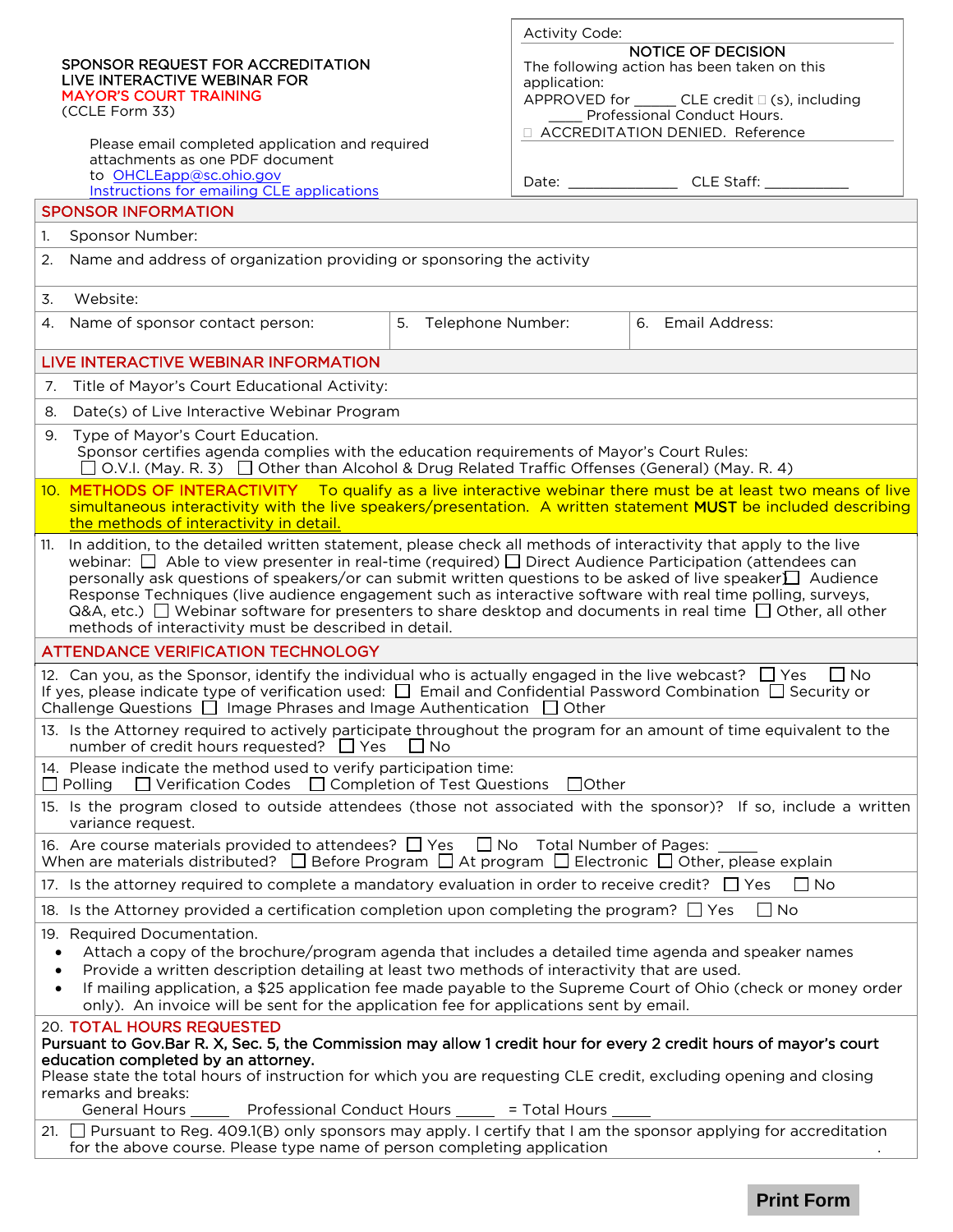SPONSOR REQUEST FOR ACCREDITATION
LIVE INTERACTIVE WEBINAR FOR
MAYOR'S COURT TRAINING
(CCLE Form 33)

Please email completed application and required attachments as one PDF document to OHCLEapp@sc.ohio.gov
Instructions for emailing CLE applications

Activity Code:

NOTICE OF DECISION
The following action has been taken on this application:
APPROVED for _____ CLE credit ☐ (s), including _____ Professional Conduct Hours.
☐ ACCREDITATION DENIED. Reference

Date: ______________ CLE Staff: ___________

## SPONSOR INFORMATION

1. Sponsor Number:
2. Name and address of organization providing or sponsoring the activity
3. Website:
4. Name of sponsor contact person:
5. Telephone Number:
6. Email Address:

## LIVE INTERACTIVE WEBINAR INFORMATION

7. Title of Mayor's Court Educational Activity:
8. Date(s) of Live Interactive Webinar Program
9. Type of Mayor's Court Education.
   Sponsor certifies agenda complies with the education requirements of Mayor's Court Rules:
   ☐ O.V.I. (May. R. 3) ☐ Other than Alcohol & Drug Related Traffic Offenses (General) (May. R. 4)
10. METHODS OF INTERACTIVITY To qualify as a live interactive webinar there must be at least two means of live simultaneous interactivity with the live speakers/presentation. A written statement **MUST** be included describing the methods of interactivity in detail.
11. In addition, to the detailed written statement, please check all methods of interactivity that apply to the live webinar: ☐ Able to view presenter in real-time (required) ☐ Direct Audience Participation (attendees can personally ask questions of speakers/or can submit written questions to be asked of live speaker) ☐ Audience Response Techniques (live audience engagement such as interactive software with real time polling, surveys, Q&A, etc.) ☐ Webinar software for presenters to share desktop and documents in real time ☐ Other, all other methods of interactivity must be described in detail.

## ATTENDANCE VERIFICATION TECHNOLOGY

12. Can you, as the Sponsor, identify the individual who is actually engaged in the live webcast? ☐ Yes ☐ No
    If yes, please indicate type of verification used: ☐ Email and Confidential Password Combination ☐ Security or Challenge Questions ☐ Image Phrases and Image Authentication ☐ Other
13. Is the Attorney required to actively participate throughout the program for an amount of time equivalent to the number of credit hours requested? ☐ Yes ☐ No
14. Please indicate the method used to verify participation time:
    ☐ Polling ☐ Verification Codes ☐ Completion of Test Questions ☐ Other
15. Is the program closed to outside attendees (those not associated with the sponsor)? If so, include a written variance request.
16. Are course materials provided to attendees? ☐ Yes ☐ No Total Number of Pages: _____
    When are materials distributed? ☐ Before Program ☐ At program ☐ Electronic ☐ Other, please explain
17. Is the attorney required to complete a mandatory evaluation in order to receive credit? ☐ Yes ☐ No
18. Is the Attorney provided a certification completion upon completing the program? ☐ Yes ☐ No
19. Required Documentation.
    - Attach a copy of the brochure/program agenda that includes a detailed time agenda and speaker names
    - Provide a written description detailing at least two methods of interactivity that are used.
    - If mailing application, a $25 application fee made payable to the Supreme Court of Ohio (check or money order only). An invoice will be sent for the application fee for applications sent by email.
20. TOTAL HOURS REQUESTED
    **Pursuant to Gov.Bar R. X, Sec. 5, the Commission may allow 1 credit hour for every 2 credit hours of mayor's court education completed by an attorney.**
    Please state the total hours of instruction for which you are requesting CLE credit, excluding opening and closing remarks and breaks:
    General Hours _____ Professional Conduct Hours _____ = Total Hours _____
21. ☐ Pursuant to Reg. 409.1(B) only sponsors may apply. I certify that I am the sponsor applying for accreditation for the above course. Please type name of person completing application .

Print Form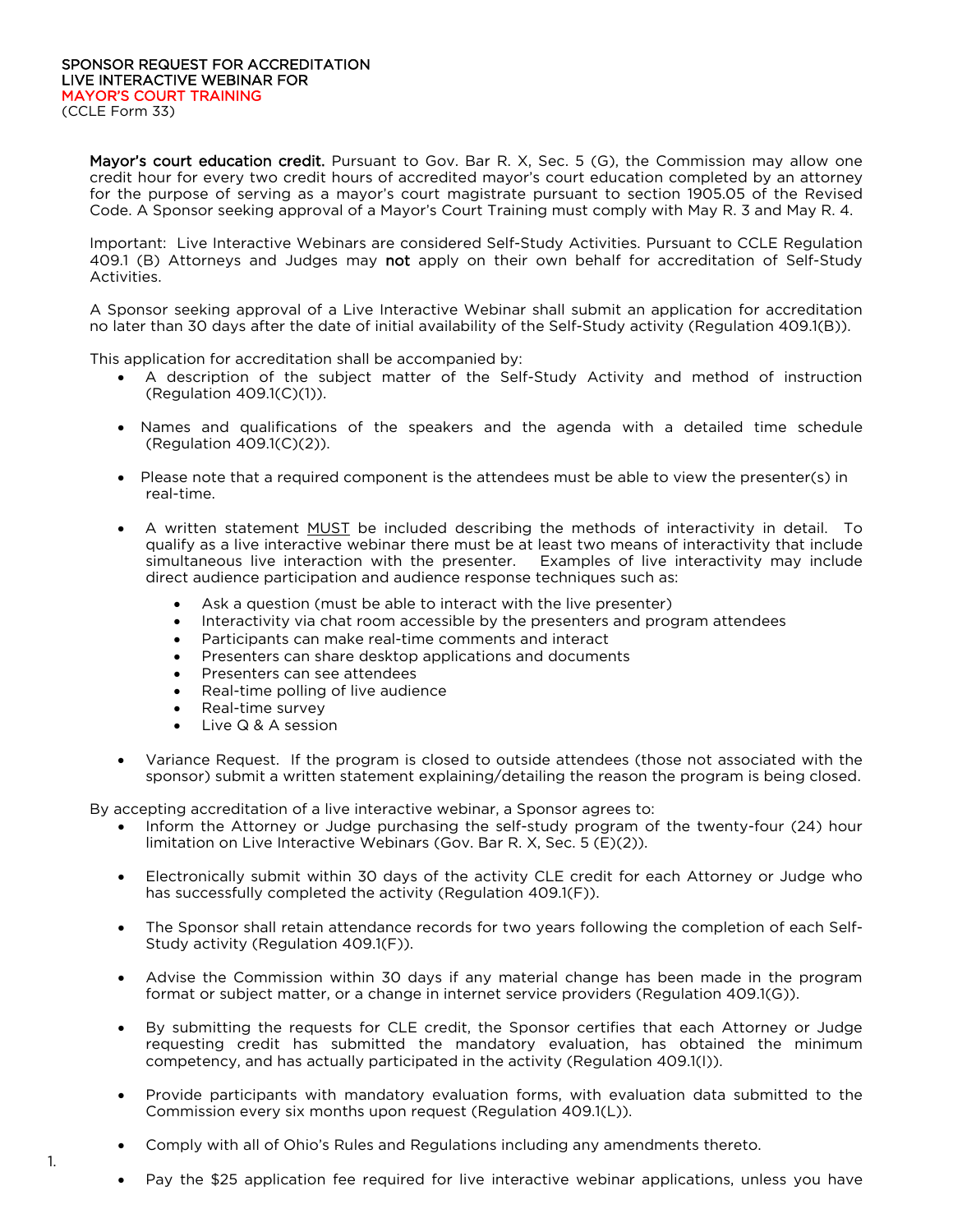**SPONSOR REQUEST FOR ACCREDITATION**
**LIVE INTERACTIVE WEBINAR FOR**
**MAYOR'S COURT TRAINING**
(CCLE Form 33)

**Mayor's court education credit.** Pursuant to Gov. Bar R. X, Sec. 5 (G), the Commission may allow one credit hour for every two credit hours of accredited mayor's court education completed by an attorney for the purpose of serving as a mayor's court magistrate pursuant to section 1905.05 of the Revised Code. A Sponsor seeking approval of a Mayor's Court Training must comply with May R. 3 and May R. 4.

Important: Live Interactive Webinars are considered Self-Study Activities. Pursuant to CCLE Regulation 409.1 (B) Attorneys and Judges may **not** apply on their own behalf for accreditation of Self-Study Activities.

A Sponsor seeking approval of a Live Interactive Webinar shall submit an application for accreditation no later than 30 days after the date of initial availability of the Self-Study activity (Regulation 409.1(B)).

This application for accreditation shall be accompanied by:

- A description of the subject matter of the Self-Study Activity and method of instruction (Regulation 409.1(C)(1)).
- Names and qualifications of the speakers and the agenda with a detailed time schedule (Regulation 409.1(C)(2)).
- Please note that a required component is the attendees must be able to view the presenter(s) in real-time.
- A written statement MUST be included describing the methods of interactivity in detail. To qualify as a live interactive webinar there must be at least two means of interactivity that include simultaneous live interaction with the presenter. Examples of live interactivity may include direct audience participation and audience response techniques such as:
    - Ask a question (must be able to interact with the live presenter)
    - Interactivity via chat room accessible by the presenters and program attendees
    - Participants can make real-time comments and interact
    - Presenters can share desktop applications and documents
    - Presenters can see attendees
    - Real-time polling of live audience
    - Real-time survey
    - Live Q & A session
- Variance Request. If the program is closed to outside attendees (those not associated with the sponsor) submit a written statement explaining/detailing the reason the program is being closed.

By accepting accreditation of a live interactive webinar, a Sponsor agrees to:

- Inform the Attorney or Judge purchasing the self-study program of the twenty-four (24) hour limitation on Live Interactive Webinars (Gov. Bar R. X, Sec. 5 (E)(2)).
- Electronically submit within 30 days of the activity CLE credit for each Attorney or Judge who has successfully completed the activity (Regulation 409.1(F)).
- The Sponsor shall retain attendance records for two years following the completion of each Self-Study activity (Regulation 409.1(F)).
- Advise the Commission within 30 days if any material change has been made in the program format or subject matter, or a change in internet service providers (Regulation 409.1(G)).
- By submitting the requests for CLE credit, the Sponsor certifies that each Attorney or Judge requesting credit has submitted the mandatory evaluation, has obtained the minimum competency, and has actually participated in the activity (Regulation 409.1(I)).
- Provide participants with mandatory evaluation forms, with evaluation data submitted to the Commission every six months upon request (Regulation 409.1(L)).
- Comply with all of Ohio's Rules and Regulations including any amendments thereto.
- Pay the $25 application fee required for live interactive webinar applications, unless you have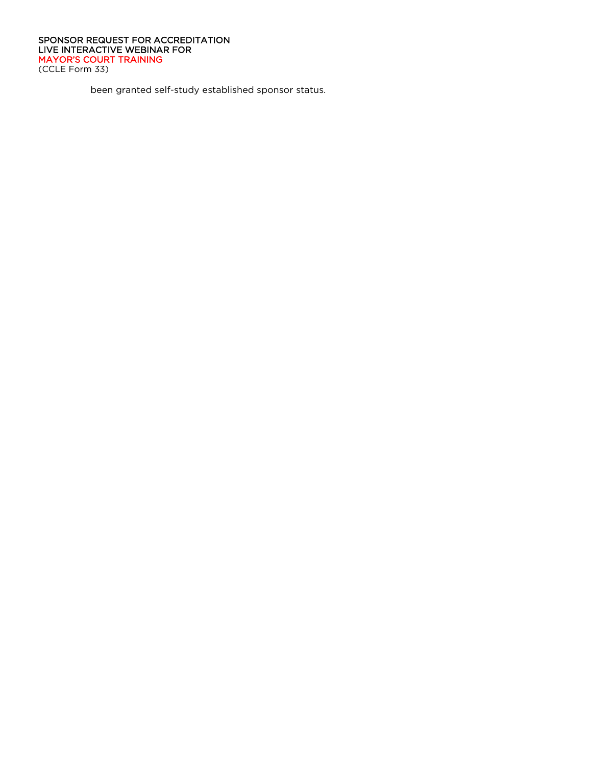been granted self-study established sponsor status.